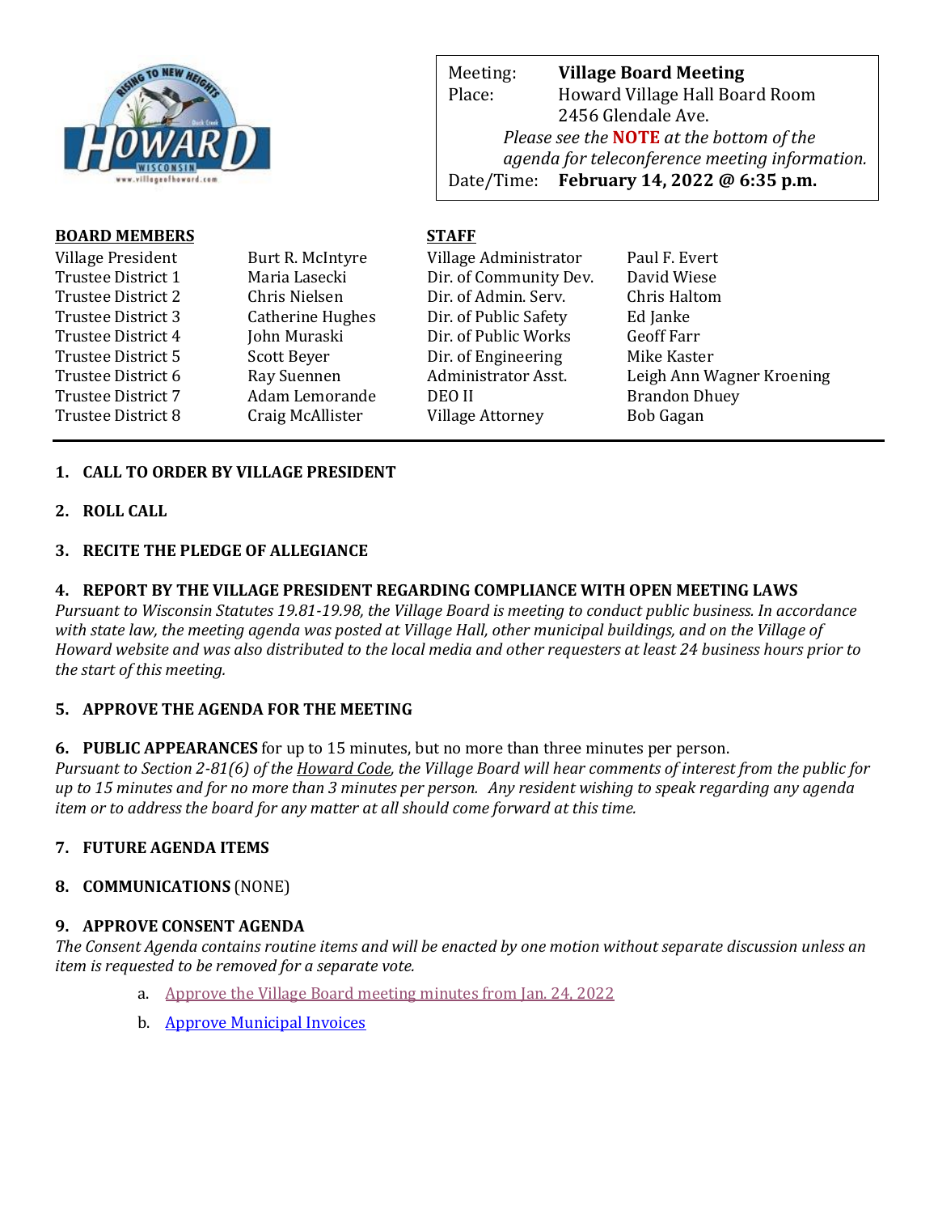| | |
|---|---|
| Meeting: | **Village Board Meeting** |
| Place: | Howard Village Hall Board Room<br>2456 Glendale Ave. |
| | *Please see the* ***NOTE*** *at the bottom of the agenda for teleconference meeting information.* |
| Date/Time: | **February 14, 2022 @ 6:35 p.m.** |

**BOARD MEMBERS**

| | |
|---|---|
| Village President | Burt R. McIntyre |
| Trustee District 1 | Maria Lasecki |
| Trustee District 2 | Chris Nielsen |
| Trustee District 3 | Catherine Hughes |
| Trustee District 4 | John Muraski |
| Trustee District 5 | Scott Beyer |
| Trustee District 6 | Ray Suennen |
| Trustee District 7 | Adam Lemorande |
| Trustee District 8 | Craig McAllister |

**STAFF**

| | |
|---|---|
| Village Administrator | Paul F. Evert |
| Dir. of Community Dev. | David Wiese |
| Dir. of Admin. Serv. | Chris Haltom |
| Dir. of Public Safety | Ed Janke |
| Dir. of Public Works | Geoff Farr |
| Dir. of Engineering | Mike Kaster |
| Administrator Asst. | Leigh Ann Wagner Kroening |
| DEO II | Brandon Dhuey |
| Village Attorney | Bob Gagan |

---

**1. CALL TO ORDER BY VILLAGE PRESIDENT**

**2. ROLL CALL**

**3. RECITE THE PLEDGE OF ALLEGIANCE**

**4. REPORT BY THE VILLAGE PRESIDENT REGARDING COMPLIANCE WITH OPEN MEETING LAWS**

*Pursuant to Wisconsin Statutes 19.81-19.98, the Village Board is meeting to conduct public business. In accordance with state law, the meeting agenda was posted at Village Hall, other municipal buildings, and on the Village of Howard website and was also distributed to the local media and other requesters at least 24 business hours prior to the start of this meeting.*

**5. APPROVE THE AGENDA FOR THE MEETING**

**6. PUBLIC APPEARANCES** for up to 15 minutes, but no more than three minutes per person.

*Pursuant to Section 2-81(6) of the Howard Code, the Village Board will hear comments of interest from the public for up to 15 minutes and for no more than 3 minutes per person. Any resident wishing to speak regarding any agenda item or to address the board for any matter at all should come forward at this time.*

**7. FUTURE AGENDA ITEMS**

**8. COMMUNICATIONS** (NONE)

**9. APPROVE CONSENT AGENDA**

*The Consent Agenda contains routine items and will be enacted by one motion without separate discussion unless an item is requested to be removed for a separate vote.*

a. Approve the Village Board meeting minutes from Jan. 24, 2022

b. Approve Municipal Invoices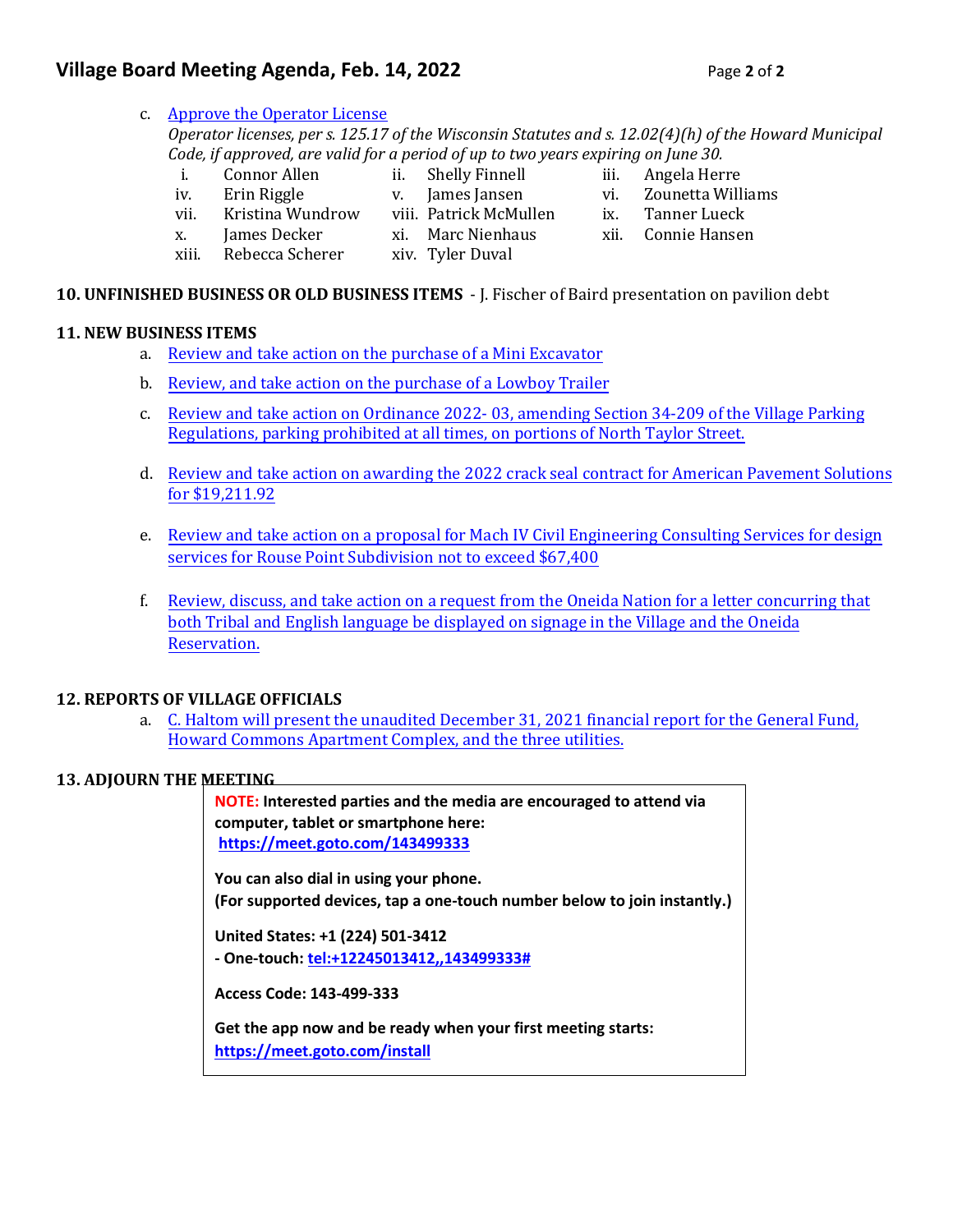c. [Approve the Operator License]

*Operator licenses, per s. 125.17 of the Wisconsin Statutes and s. 12.02(4)(h) of the Howard Municipal Code, if approved, are valid for a period of up to two years expiring on June 30.*

i. Connor Allen
ii. Shelly Finnell
iii. Angela Herre
iv. Erin Riggle
v. James Jansen
vi. Zounetta Williams
vii. Kristina Wundrow
viii. Patrick McMullen
ix. Tanner Lueck
x. James Decker
xi. Marc Nienhaus
xii. Connie Hansen
xiii. Rebecca Scherer
xiv. Tyler Duval

**10. UNFINISHED BUSINESS OR OLD BUSINESS ITEMS** - J. Fischer of Baird presentation on pavilion debt

**11. NEW BUSINESS ITEMS**

a. Review and take action on the purchase of a Mini Excavator

b. Review, and take action on the purchase of a Lowboy Trailer

c. Review and take action on Ordinance 2022- 03, amending Section 34-209 of the Village Parking Regulations, parking prohibited at all times, on portions of North Taylor Street.

d. Review and take action on awarding the 2022 crack seal contract for American Pavement Solutions for $19,211.92

e. Review and take action on a proposal for Mach IV Civil Engineering Consulting Services for design services for Rouse Point Subdivision not to exceed $67,400

f. Review, discuss, and take action on a request from the Oneida Nation for a letter concurring that both Tribal and English language be displayed on signage in the Village and the Oneida Reservation.

**12. REPORTS OF VILLAGE OFFICIALS**

a. C. Haltom will present the unaudited December 31, 2021 financial report for the General Fund, Howard Commons Apartment Complex, and the three utilities.

**13. ADJOURN THE MEETING**

**NOTE: Interested parties and the media are encouraged to attend via computer, tablet or smartphone here:**
**https://meet.goto.com/143499333**

**You can also dial in using your phone.**
**(For supported devices, tap a one-touch number below to join instantly.)**

**United States: +1 (224) 501-3412**
**- One-touch: tel:+12245013412,,143499333#**

**Access Code: 143-499-333**

**Get the app now and be ready when your first meeting starts:**
**https://meet.goto.com/install**